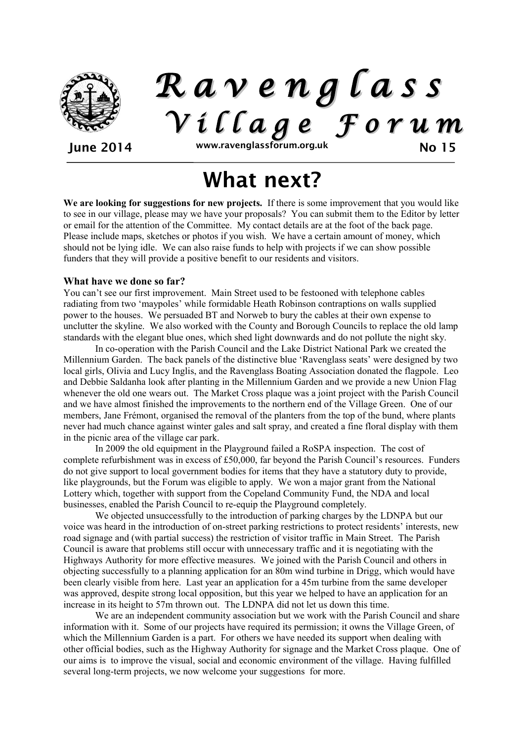# Ravenglass Village Forum

June 2014 www.ravenglassforum.org.uk No 15

# What next?

**We are looking for suggestions for new projects.** If there is some improvement that you would like to see in our village, please may we have your proposals? You can submit them to the Editor by letter or email for the attention of the Committee. My contact details are at the foot of the back page. Please include maps, sketches or photos if you wish. We have a certain amount of money, which should not be lying idle. We can also raise funds to help with projects if we can show possible funders that they will provide a positive benefit to our residents and visitors.

### What have we done so far?

You can't see our first improvement. Main Street used to be festooned with telephone cables radiating from two 'maypoles' while formidable Heath Robinson contraptions on walls supplied power to the houses. We persuaded BT and Norweb to bury the cables at their own expense to unclutter the skyline. We also worked with the County and Borough Councils to replace the old lamp standards with the elegant blue ones, which shed light downwards and do not pollute the night sky.

In co-operation with the Parish Council and the Lake District National Park we created the Millennium Garden. The back panels of the distinctive blue 'Ravenglass seats' were designed by two local girls, Olivia and Lucy Inglis, and the Ravenglass Boating Association donated the flagpole. Leo and Debbie Saldanha look after planting in the Millennium Garden and we provide a new Union Flag whenever the old one wears out. The Market Cross plaque was a joint project with the Parish Council and we have almost finished the improvements to the northern end of the Village Green. One of our members, Jane Frémont, organised the removal of the planters from the top of the bund, where plants never had much chance against winter gales and salt spray, and created a fine floral display with them in the picnic area of the village car park.

In 2009 the old equipment in the Playground failed a RoSPA inspection. The cost of complete refurbishment was in excess of £50,000, far beyond the Parish Council's resources. Funders do not give support to local government bodies for items that they have a statutory duty to provide, like playgrounds, but the Forum was eligible to apply. We won a major grant from the National Lottery which, together with support from the Copeland Community Fund, the NDA and local businesses, enabled the Parish Council to re-equip the Playground completely.

We objected unsuccessfully to the introduction of parking charges by the LDNPA but our voice was heard in the introduction of on-street parking restrictions to protect residents' interests, new road signage and (with partial success) the restriction of visitor traffic in Main Street. The Parish Council is aware that problems still occur with unnecessary traffic and it is negotiating with the Highways Authority for more effective measures. We joined with the Parish Council and others in objecting successfully to a planning application for an 80m wind turbine in Drigg, which would have been clearly visible from here. Last year an application for a 45m turbine from the same developer was approved, despite strong local opposition, but this year we helped to have an application for an increase in its height to 57m thrown out. The LDNPA did not let us down this time.

We are an independent community association but we work with the Parish Council and share information with it. Some of our projects have required its permission; it owns the Village Green, of which the Millennium Garden is a part. For others we have needed its support when dealing with other official bodies, such as the Highway Authority for signage and the Market Cross plaque. One of our aims is to improve the visual, social and economic environment of the village. Having fulfilled several long-term projects, we now welcome your suggestions for more.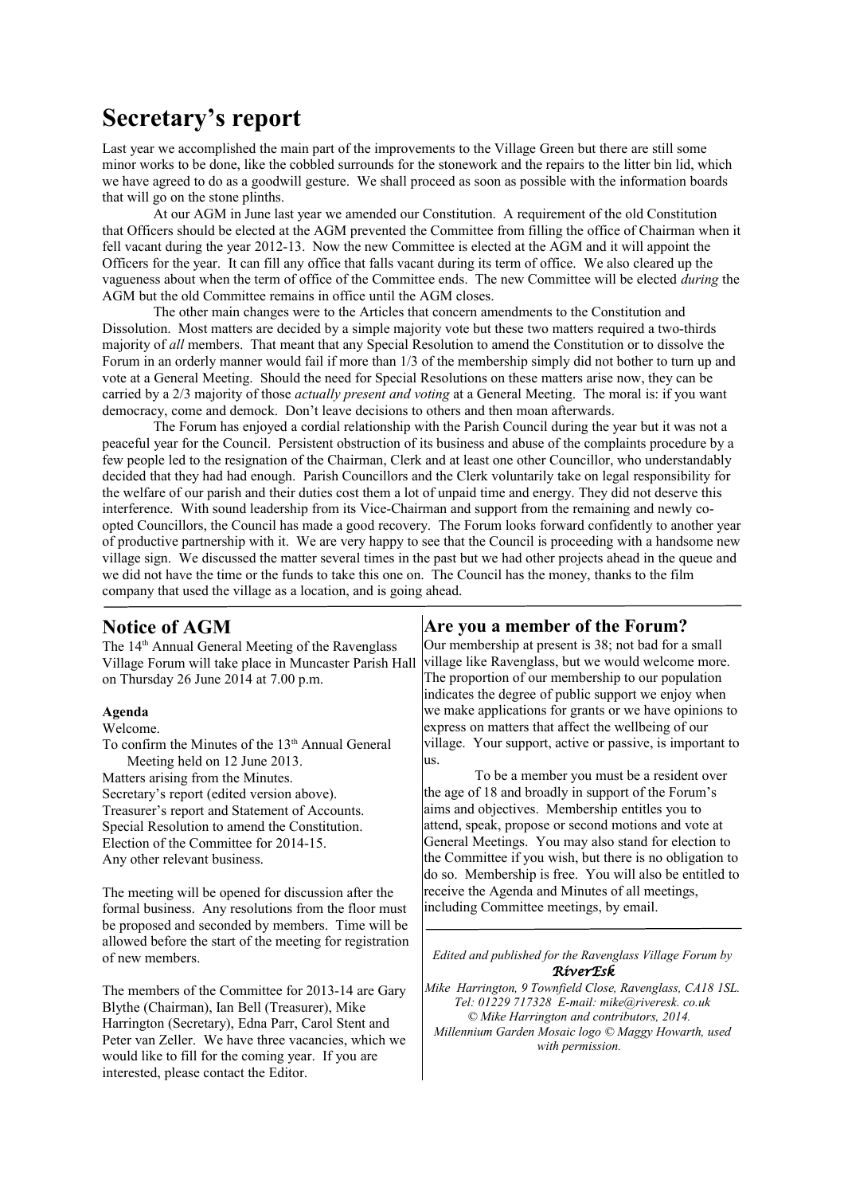# Secretary's report

Last year we accomplished the main part of the improvements to the Village Green but there are still some minor works to be done, like the cobbled surrounds for the stonework and the repairs to the litter bin lid, which we have agreed to do as a goodwill gesture. We shall proceed as soon as possible with the information boards that will go on the stone plinths.

At our AGM in June last year we amended our Constitution. A requirement of the old Constitution that Officers should be elected at the AGM prevented the Committee from filling the office of Chairman when it fell vacant during the year 2012-13. Now the new Committee is elected at the AGM and it will appoint the Officers for the year. It can fill any office that falls vacant during its term of office. We also cleared up the vagueness about when the term of office of the Committee ends. The new Committee will be elected *during* the AGM but the old Committee remains in office until the AGM closes.

The other main changes were to the Articles that concern amendments to the Constitution and Dissolution. Most matters are decided by a simple majority vote but these two matters required a two-thirds majority of *all* members. That meant that any Special Resolution to amend the Constitution or to dissolve the Forum in an orderly manner would fail if more than 1/3 of the membership simply did not bother to turn up and vote at a General Meeting. Should the need for Special Resolutions on these matters arise now, they can be carried by a 2/3 majority of those *actually present and voting* at a General Meeting. The moral is: if you want democracy, come and demock. Don't leave decisions to others and then moan afterwards.

The Forum has enjoyed a cordial relationship with the Parish Council during the year but it was not a peaceful year for the Council. Persistent obstruction of its business and abuse of the complaints procedure by a few people led to the resignation of the Chairman, Clerk and at least one other Councillor, who understandably decided that they had had enough. Parish Councillors and the Clerk voluntarily take on legal responsibility for the welfare of our parish and their duties cost them a lot of unpaid time and energy. They did not deserve this interference. With sound leadership from its Vice-Chairman and support from the remaining and newly co-opted Councillors, the Council has made a good recovery. The Forum looks forward confidently to another year of productive partnership with it. We are very happy to see that the Council is proceeding with a handsome new village sign. We discussed the matter several times in the past but we had other projects ahead in the queue and we did not have the time or the funds to take this one on. The Council has the money, thanks to the film company that used the village as a location, and is going ahead.

## Notice of AGM

The 14th Annual General Meeting of the Ravenglass Village Forum will take place in Muncaster Parish Hall on Thursday 26 June 2014 at 7.00 p.m.

**Agenda**

Welcome.
To confirm the Minutes of the 13th Annual General Meeting held on 12 June 2013.
Matters arising from the Minutes.
Secretary's report (edited version above).
Treasurer's report and Statement of Accounts.
Special Resolution to amend the Constitution.
Election of the Committee for 2014-15.
Any other relevant business.

The meeting will be opened for discussion after the formal business. Any resolutions from the floor must be proposed and seconded by members. Time will be allowed before the start of the meeting for registration of new members.

The members of the Committee for 2013-14 are Gary Blythe (Chairman), Ian Bell (Treasurer), Mike Harrington (Secretary), Edna Parr, Carol Stent and Peter van Zeller. We have three vacancies, which we would like to fill for the coming year. If you are interested, please contact the Editor.

## Are you a member of the Forum?

Our membership at present is 38; not bad for a small village like Ravenglass, but we would welcome more. The proportion of our membership to our population indicates the degree of public support we enjoy when we make applications for grants or we have opinions to express on matters that affect the wellbeing of our village. Your support, active or passive, is important to us.

To be a member you must be a resident over the age of 18 and broadly in support of the Forum's aims and objectives. Membership entitles you to attend, speak, propose or second motions and vote at General Meetings. You may also stand for election to the Committee if you wish, but there is no obligation to do so. Membership is free. You will also be entitled to receive the Agenda and Minutes of all meetings, including Committee meetings, by email.

*Edited and published for the Ravenglass Village Forum by*
*RiverEsk*
*Mike Harrington, 9 Townfield Close, Ravenglass, CA18 1SL.*
*Tel: 01229 717328 E-mail: mike@riveresk. co.uk*
*© Mike Harrington and contributors, 2014.*
*Millennium Garden Mosaic logo © Maggy Howarth, used with permission.*